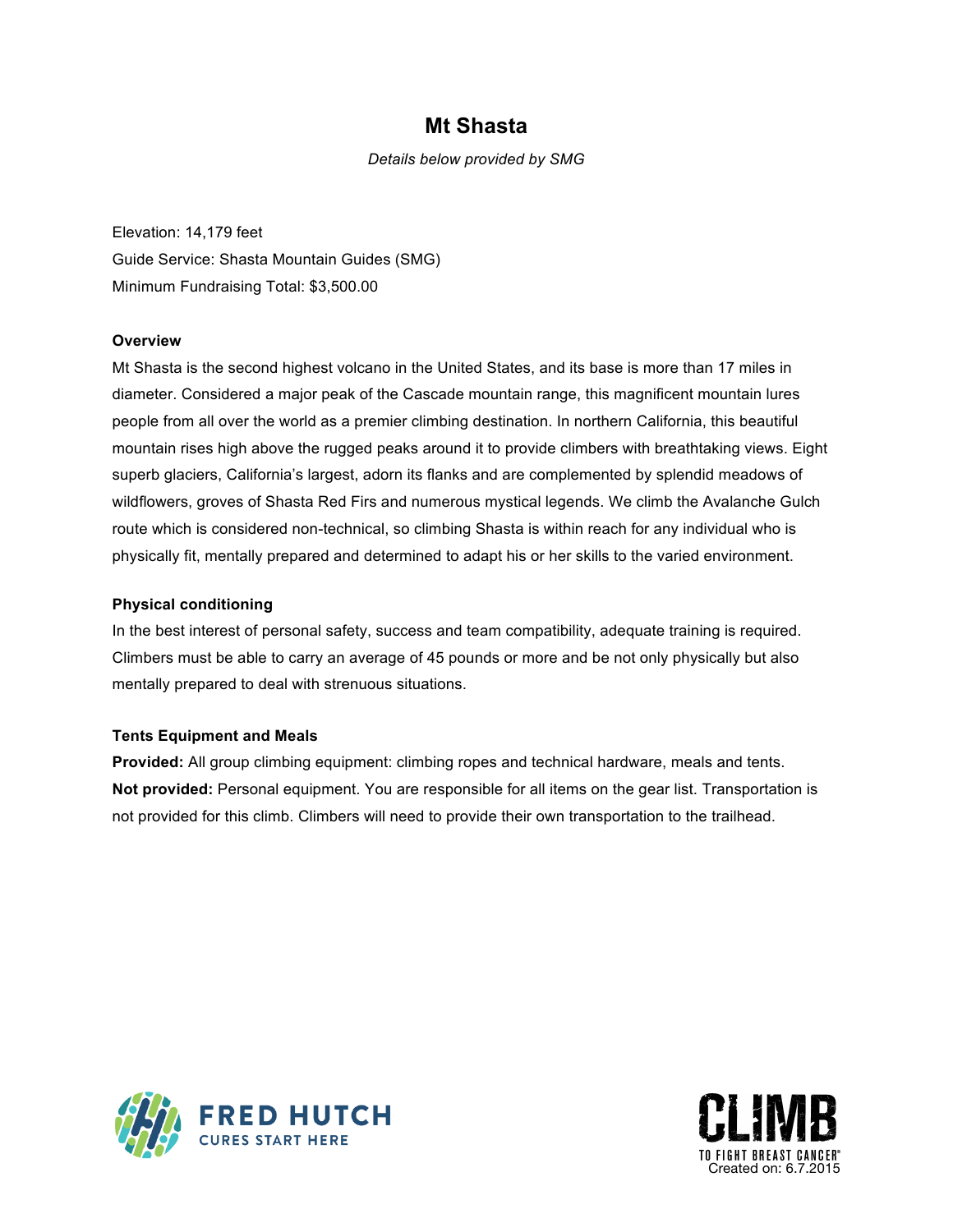# Mt Shasta

*Details below provided by SMG*

Elevation: 14,179 feet
Guide Service: Shasta Mountain Guides (SMG)
Minimum Fundraising Total: $3,500.00

**Overview**

Mt Shasta is the second highest volcano in the United States, and its base is more than 17 miles in diameter. Considered a major peak of the Cascade mountain range, this magnificent mountain lures people from all over the world as a premier climbing destination. In northern California, this beautiful mountain rises high above the rugged peaks around it to provide climbers with breathtaking views. Eight superb glaciers, California's largest, adorn its flanks and are complemented by splendid meadows of wildflowers, groves of Shasta Red Firs and numerous mystical legends. We climb the Avalanche Gulch route which is considered non-technical, so climbing Shasta is within reach for any individual who is physically fit, mentally prepared and determined to adapt his or her skills to the varied environment.

**Physical conditioning**

In the best interest of personal safety, success and team compatibility, adequate training is required. Climbers must be able to carry an average of 45 pounds or more and be not only physically but also mentally prepared to deal with strenuous situations.

**Tents Equipment and Meals**

**Provided:** All group climbing equipment: climbing ropes and technical hardware, meals and tents.
**Not provided:** Personal equipment. You are responsible for all items on the gear list. Transportation is not provided for this climb. Climbers will need to provide their own transportation to the trailhead.

FRED HUTCH
CURES START HERE

CLIMB
TO FIGHT BREAST CANCER®
Created on: 6.7.2015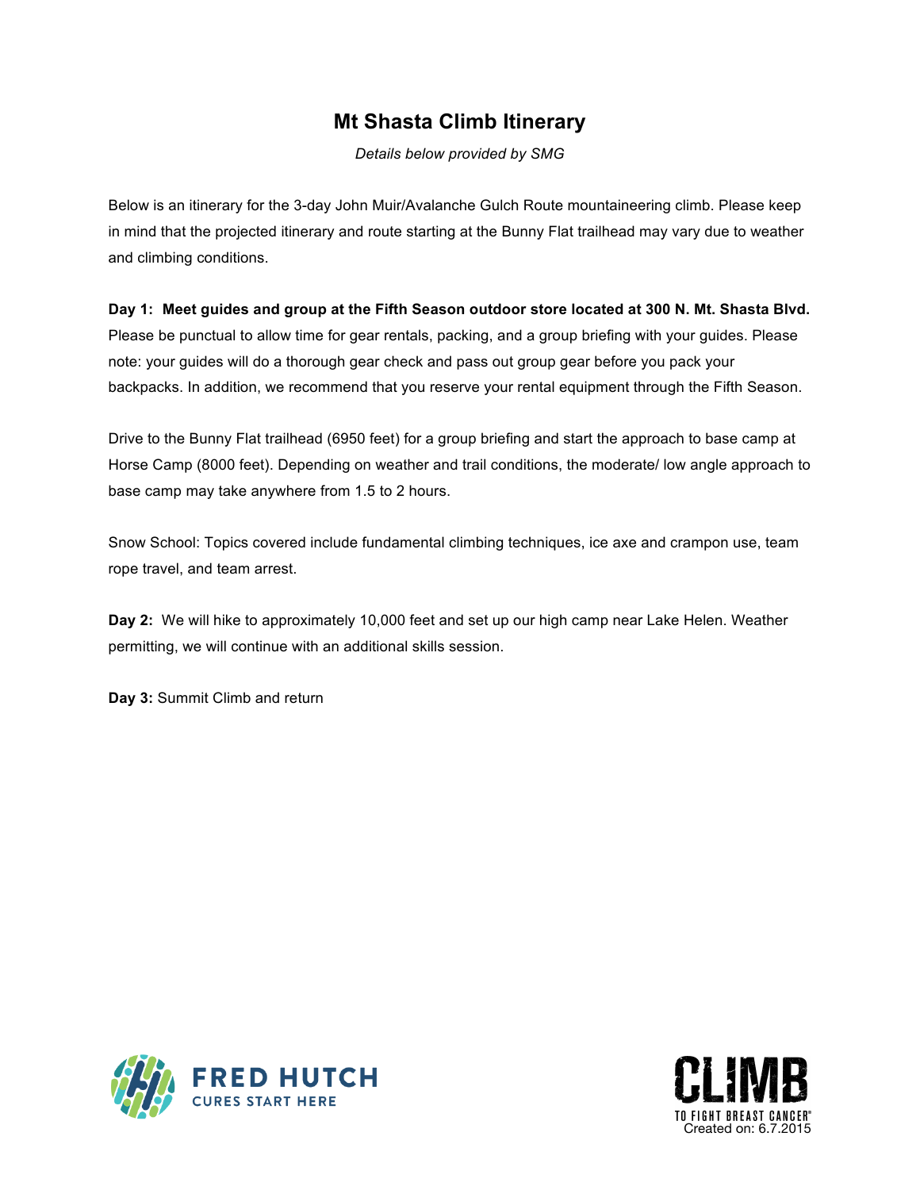# Mt Shasta Climb Itinerary

*Details below provided by SMG*

Below is an itinerary for the 3-day John Muir/Avalanche Gulch Route mountaineering climb. Please keep in mind that the projected itinerary and route starting at the Bunny Flat trailhead may vary due to weather and climbing conditions.

**Day 1: Meet guides and group at the Fifth Season outdoor store located at 300 N. Mt. Shasta Blvd.** Please be punctual to allow time for gear rentals, packing, and a group briefing with your guides. Please note: your guides will do a thorough gear check and pass out group gear before you pack your backpacks. In addition, we recommend that you reserve your rental equipment through the Fifth Season.

Drive to the Bunny Flat trailhead (6950 feet) for a group briefing and start the approach to base camp at Horse Camp (8000 feet). Depending on weather and trail conditions, the moderate/ low angle approach to base camp may take anywhere from 1.5 to 2 hours.

Snow School: Topics covered include fundamental climbing techniques, ice axe and crampon use, team rope travel, and team arrest.

**Day 2:** We will hike to approximately 10,000 feet and set up our high camp near Lake Helen. Weather permitting, we will continue with an additional skills session.

**Day 3:** Summit Climb and return

Created on: 6.7.2015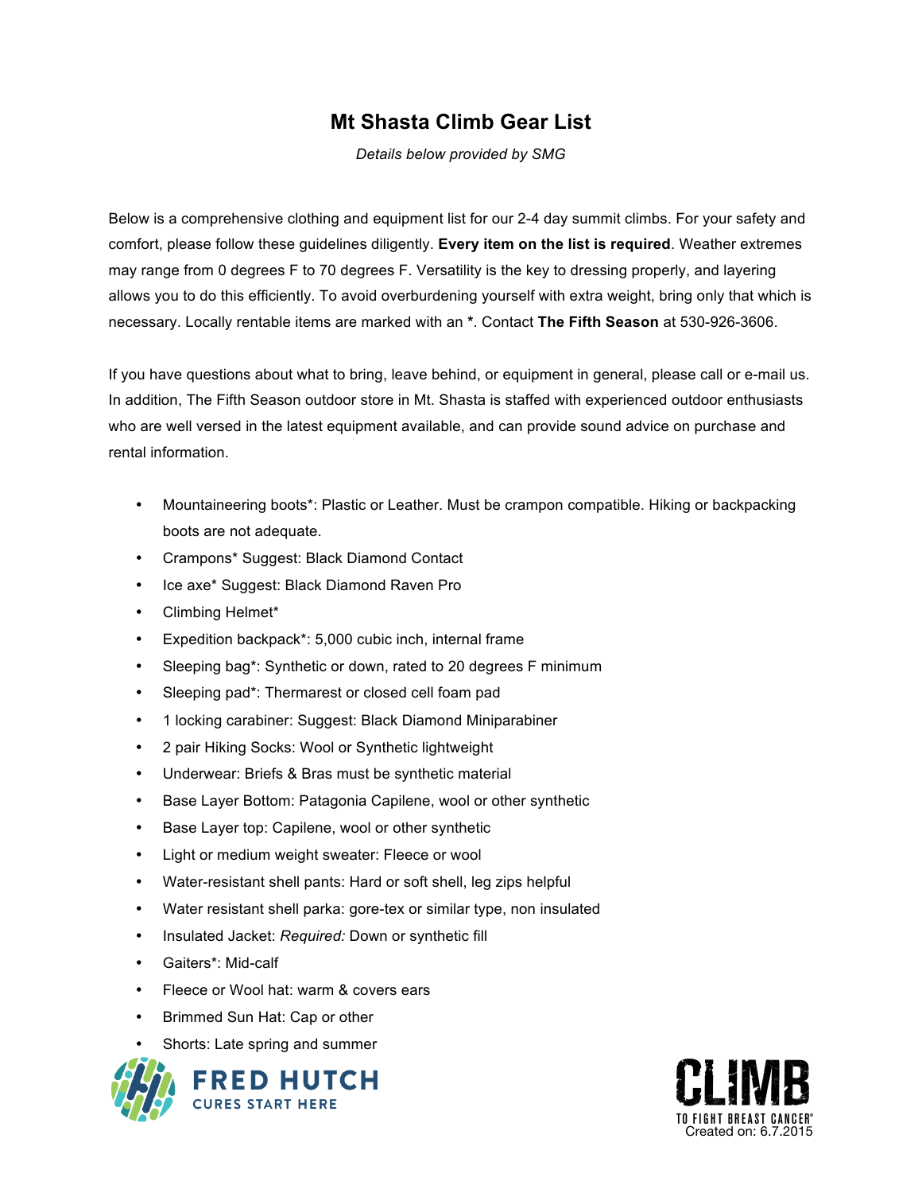# Mt Shasta Climb Gear List

*Details below provided by SMG*

Below is a comprehensive clothing and equipment list for our 2-4 day summit climbs. For your safety and comfort, please follow these guidelines diligently. **Every item on the list is required**. Weather extremes may range from 0 degrees F to 70 degrees F. Versatility is the key to dressing properly, and layering allows you to do this efficiently. To avoid overburdening yourself with extra weight, bring only that which is necessary. Locally rentable items are marked with an *. Contact **The Fifth Season** at 530-926-3606.

If you have questions about what to bring, leave behind, or equipment in general, please call or e-mail us. In addition, The Fifth Season outdoor store in Mt. Shasta is staffed with experienced outdoor enthusiasts who are well versed in the latest equipment available, and can provide sound advice on purchase and rental information.

- Mountaineering boots*: Plastic or Leather. Must be crampon compatible. Hiking or backpacking boots are not adequate.
- Crampons* Suggest: Black Diamond Contact
- Ice axe* Suggest: Black Diamond Raven Pro
- Climbing Helmet*
- Expedition backpack*: 5,000 cubic inch, internal frame
- Sleeping bag*: Synthetic or down, rated to 20 degrees F minimum
- Sleeping pad*: Thermarest or closed cell foam pad
- 1 locking carabiner: Suggest: Black Diamond Miniparabiner
- 2 pair Hiking Socks: Wool or Synthetic lightweight
- Underwear: Briefs & Bras must be synthetic material
- Base Layer Bottom: Patagonia Capilene, wool or other synthetic
- Base Layer top: Capilene, wool or other synthetic
- Light or medium weight sweater: Fleece or wool
- Water-resistant shell pants: Hard or soft shell, leg zips helpful
- Water resistant shell parka: gore-tex or similar type, non insulated
- Insulated Jacket: *Required:* Down or synthetic fill
- Gaiters*: Mid-calf
- Fleece or Wool hat: warm & covers ears
- Brimmed Sun Hat: Cap or other
- Shorts: Late spring and summer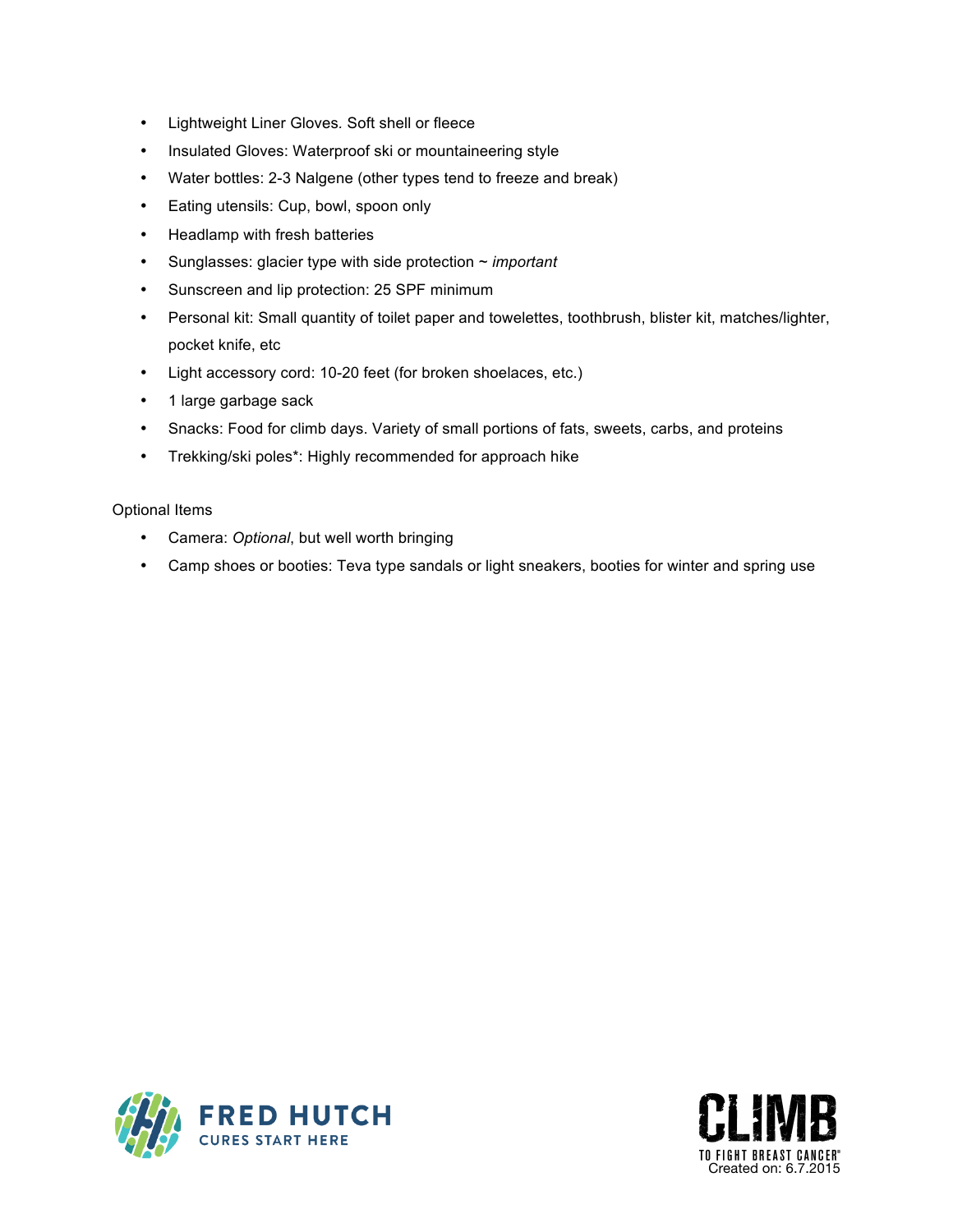- Lightweight Liner Gloves. Soft shell or fleece
- Insulated Gloves: Waterproof ski or mountaineering style
- Water bottles: 2-3 Nalgene (other types tend to freeze and break)
- Eating utensils: Cup, bowl, spoon only
- Headlamp with fresh batteries
- Sunglasses: glacier type with side protection ~ *important*
- Sunscreen and lip protection: 25 SPF minimum
- Personal kit: Small quantity of toilet paper and towelettes, toothbrush, blister kit, matches/lighter, pocket knife, etc
- Light accessory cord: 10-20 feet (for broken shoelaces, etc.)
- 1 large garbage sack
- Snacks: Food for climb days. Variety of small portions of fats, sweets, carbs, and proteins
- Trekking/ski poles*: Highly recommended for approach hike

Optional Items

- Camera: *Optional*, but well worth bringing
- Camp shoes or booties: Teva type sandals or light sneakers, booties for winter and spring use

FRED HUTCH
CURES START HERE

CLIMB
TO FIGHT BREAST CANCER®
Created on: 6.7.2015